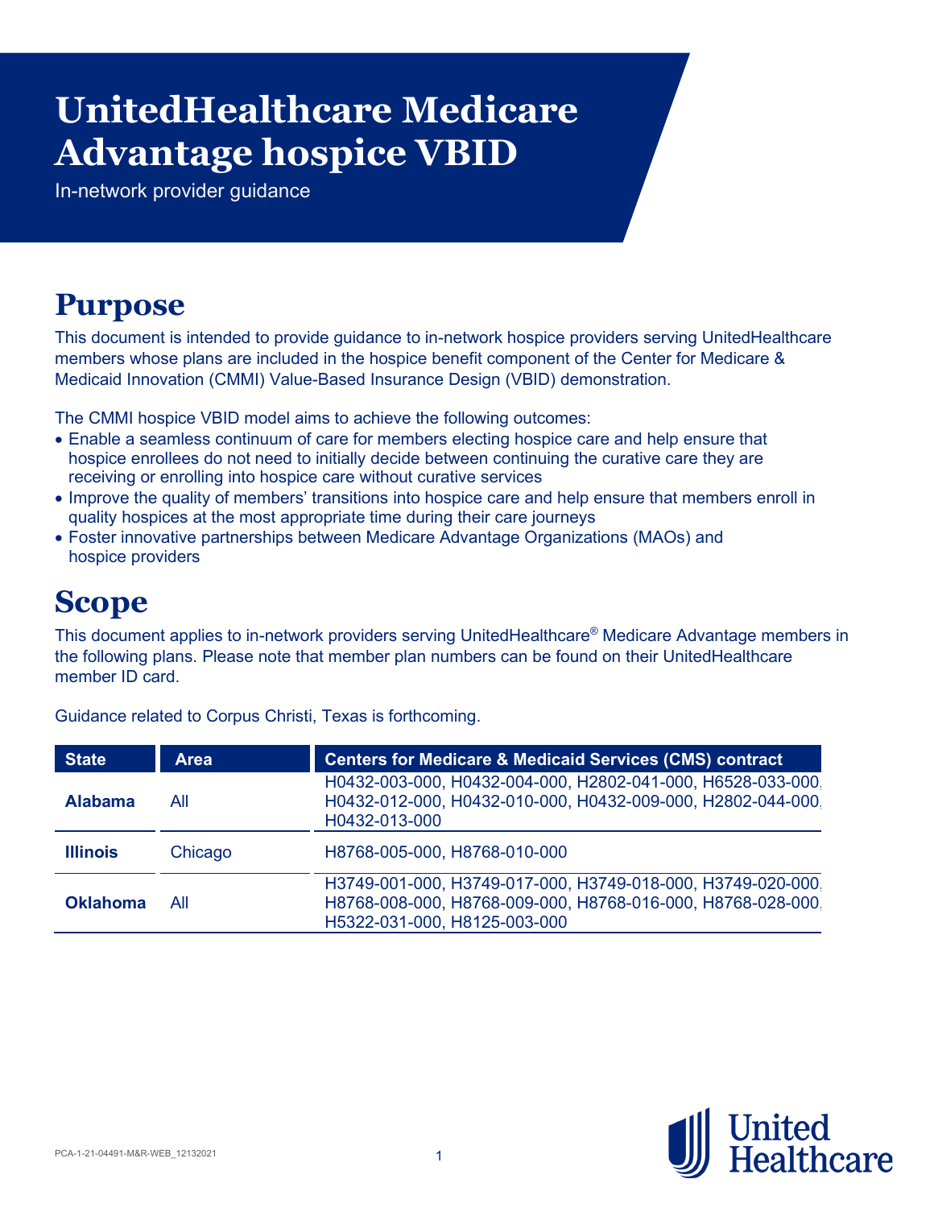# UnitedHealthcare Medicare Advantage hospice VBID

In-network provider guidance

## Purpose

This document is intended to provide guidance to in-network hospice providers serving UnitedHealthcare members whose plans are included in the hospice benefit component of the Center for Medicare & Medicaid Innovation (CMMI) Value-Based Insurance Design (VBID) demonstration.

The CMMI hospice VBID model aims to achieve the following outcomes:

- Enable a seamless continuum of care for members electing hospice care and help ensure that hospice enrollees do not need to initially decide between continuing the curative care they are receiving or enrolling into hospice care without curative services
- Improve the quality of members' transitions into hospice care and help ensure that members enroll in quality hospices at the most appropriate time during their care journeys
- Foster innovative partnerships between Medicare Advantage Organizations (MAOs) and hospice providers

## Scope

This document applies to in-network providers serving UnitedHealthcare® Medicare Advantage members in the following plans. Please note that member plan numbers can be found on their UnitedHealthcare member ID card.

Guidance related to Corpus Christi, Texas is forthcoming.

| State | Area | Centers for Medicare & Medicaid Services (CMS) contract |
| --- | --- | --- |
| **Alabama** | All | H0432-003-000, H0432-004-000, H2802-041-000, H6528-033-000, H0432-012-000, H0432-010-000, H0432-009-000, H2802-044-000, H0432-013-000 |
| **Illinois** | Chicago | H8768-005-000, H8768-010-000 |
| **Oklahoma** | All | H3749-001-000, H3749-017-000, H3749-018-000, H3749-020-000, H8768-008-000, H8768-009-000, H8768-016-000, H8768-028-000, H5322-031-000, H8125-003-000 |

PCA-1-21-04491-M&R-WEB_12132021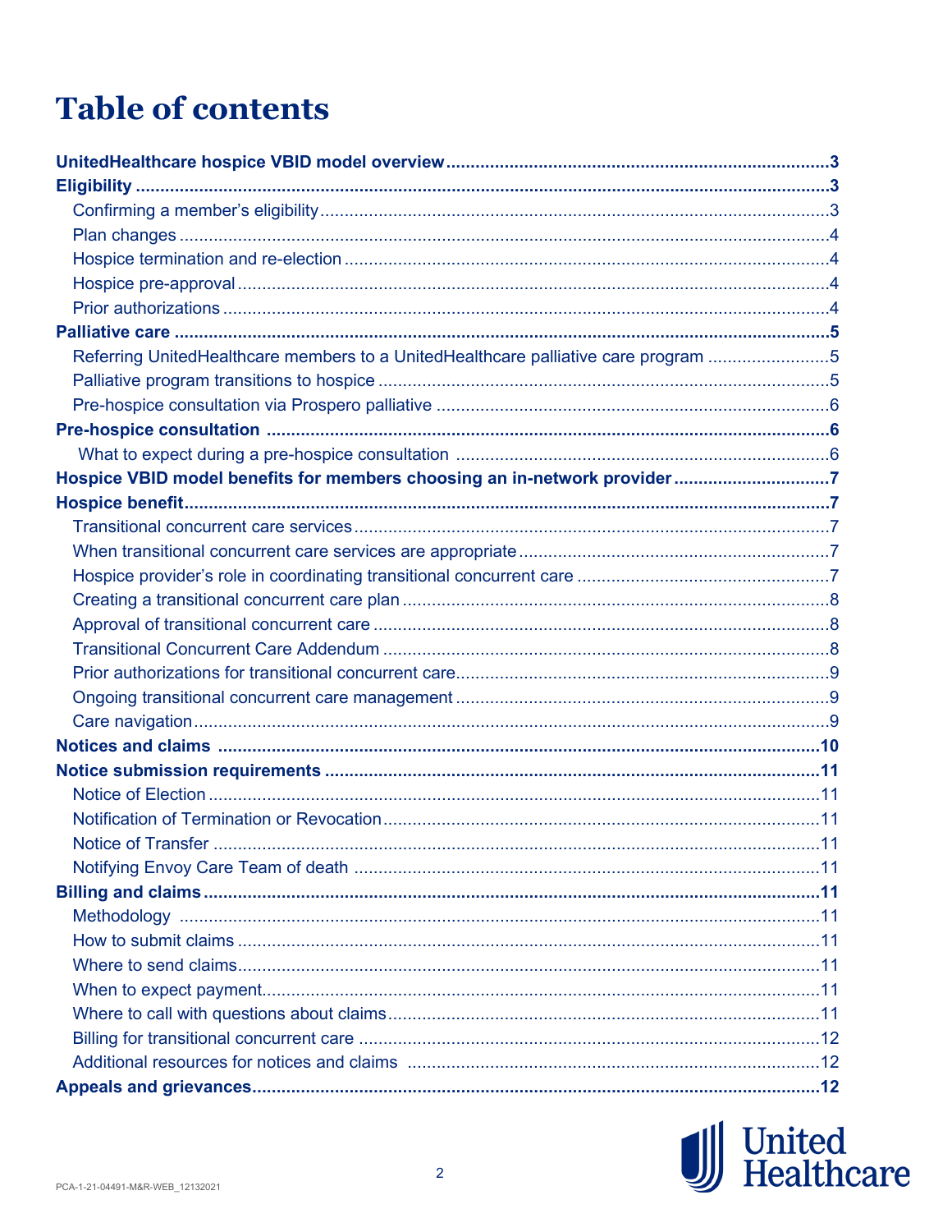# Table of contents

| | |
|---|---|
| **UnitedHealthcare hospice VBID model overview** | **3** |
| **Eligibility** | **3** |
| Confirming a member's eligibility | 3 |
| Plan changes | 4 |
| Hospice termination and re-election | 4 |
| Hospice pre-approval | 4 |
| Prior authorizations | 4 |
| **Palliative care** | **5** |
| Referring UnitedHealthcare members to a UnitedHealthcare palliative care program | 5 |
| Palliative program transitions to hospice | 5 |
| Pre-hospice consultation via Prospero palliative | 6 |
| **Pre-hospice consultation** | **6** |
| What to expect during a pre-hospice consultation | 6 |
| **Hospice VBID model benefits for members choosing an in-network provider** | **7** |
| **Hospice benefit** | **7** |
| Transitional concurrent care services | 7 |
| When transitional concurrent care services are appropriate | 7 |
| Hospice provider's role in coordinating transitional concurrent care | 7 |
| Creating a transitional concurrent care plan | 8 |
| Approval of transitional concurrent care | 8 |
| Transitional Concurrent Care Addendum | 8 |
| Prior authorizations for transitional concurrent care | 9 |
| Ongoing transitional concurrent care management | 9 |
| Care navigation | 9 |
| **Notices and claims** | **10** |
| **Notice submission requirements** | **11** |
| Notice of Election | 11 |
| Notification of Termination or Revocation | 11 |
| Notice of Transfer | 11 |
| Notifying Envoy Care Team of death | 11 |
| **Billing and claims** | **11** |
| Methodology | 11 |
| How to submit claims | 11 |
| Where to send claims | 11 |
| When to expect payment | 11 |
| Where to call with questions about claims | 11 |
| Billing for transitional concurrent care | 12 |
| Additional resources for notices and claims | 12 |
| **Appeals and grievances** | **12** |

PCA-1-21-04491-M&R-WEB_12132021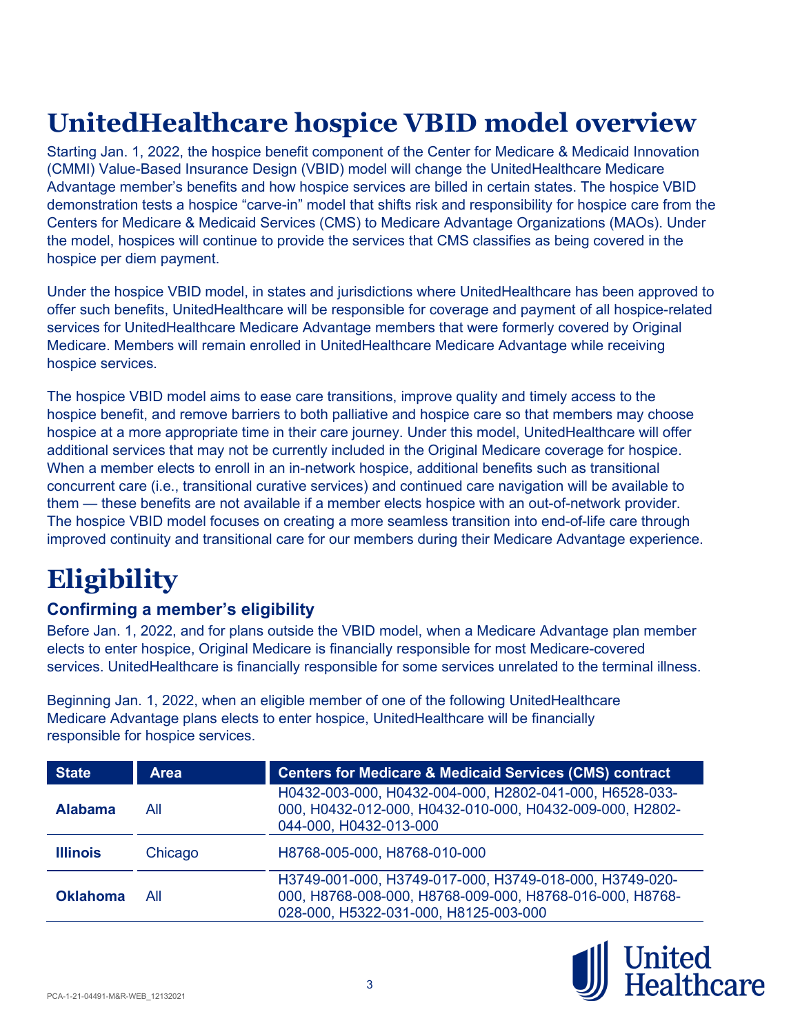# UnitedHealthcare hospice VBID model overview

Starting Jan. 1, 2022, the hospice benefit component of the Center for Medicare & Medicaid Innovation (CMMI) Value-Based Insurance Design (VBID) model will change the UnitedHealthcare Medicare Advantage member's benefits and how hospice services are billed in certain states. The hospice VBID demonstration tests a hospice "carve-in" model that shifts risk and responsibility for hospice care from the Centers for Medicare & Medicaid Services (CMS) to Medicare Advantage Organizations (MAOs). Under the model, hospices will continue to provide the services that CMS classifies as being covered in the hospice per diem payment.

Under the hospice VBID model, in states and jurisdictions where UnitedHealthcare has been approved to offer such benefits, UnitedHealthcare will be responsible for coverage and payment of all hospice-related services for UnitedHealthcare Medicare Advantage members that were formerly covered by Original Medicare. Members will remain enrolled in UnitedHealthcare Medicare Advantage while receiving hospice services.

The hospice VBID model aims to ease care transitions, improve quality and timely access to the hospice benefit, and remove barriers to both palliative and hospice care so that members may choose hospice at a more appropriate time in their care journey. Under this model, UnitedHealthcare will offer additional services that may not be currently included in the Original Medicare coverage for hospice. When a member elects to enroll in an in-network hospice, additional benefits such as transitional concurrent care (i.e., transitional curative services) and continued care navigation will be available to them — these benefits are not available if a member elects hospice with an out-of-network provider. The hospice VBID model focuses on creating a more seamless transition into end-of-life care through improved continuity and transitional care for our members during their Medicare Advantage experience.

# Eligibility

### Confirming a member's eligibility

Before Jan. 1, 2022, and for plans outside the VBID model, when a Medicare Advantage plan member elects to enter hospice, Original Medicare is financially responsible for most Medicare-covered services. UnitedHealthcare is financially responsible for some services unrelated to the terminal illness.

Beginning Jan. 1, 2022, when an eligible member of one of the following UnitedHealthcare Medicare Advantage plans elects to enter hospice, UnitedHealthcare will be financially responsible for hospice services.

| State | Area | Centers for Medicare & Medicaid Services (CMS) contract |
|---|---|---|
| **Alabama** | All | H0432-003-000, H0432-004-000, H2802-041-000, H6528-033-000, H0432-012-000, H0432-010-000, H0432-009-000, H2802-044-000, H0432-013-000 |
| **Illinois** | Chicago | H8768-005-000, H8768-010-000 |
| **Oklahoma** | All | H3749-001-000, H3749-017-000, H3749-018-000, H3749-020-000, H8768-008-000, H8768-009-000, H8768-016-000, H8768-028-000, H5322-031-000, H8125-003-000 |

PCA-1-21-04491-M&R-WEB_12132021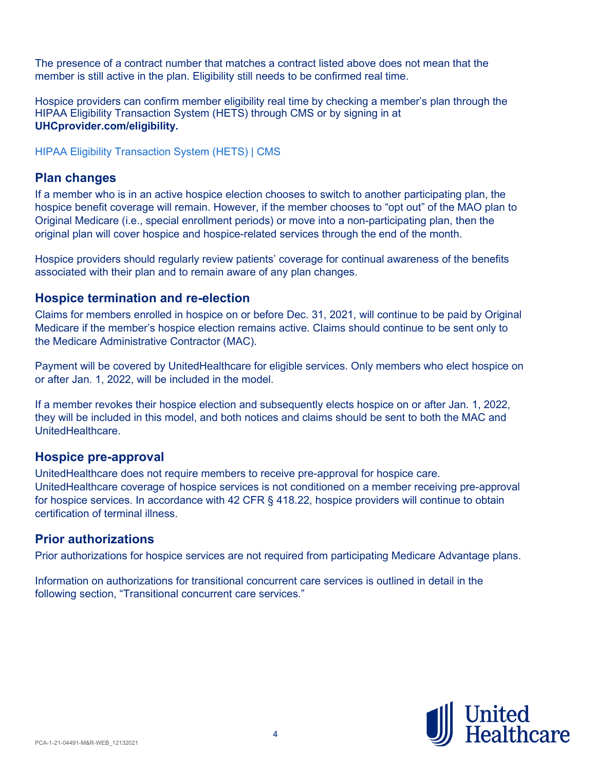The presence of a contract number that matches a contract listed above does not mean that the member is still active in the plan. Eligibility still needs to be confirmed real time.

Hospice providers can confirm member eligibility real time by checking a member's plan through the HIPAA Eligibility Transaction System (HETS) through CMS or by signing in at **UHCprovider.com/eligibility.**

HIPAA Eligibility Transaction System (HETS) | CMS

## Plan changes

If a member who is in an active hospice election chooses to switch to another participating plan, the hospice benefit coverage will remain. However, if the member chooses to "opt out" of the MAO plan to Original Medicare (i.e., special enrollment periods) or move into a non-participating plan, then the original plan will cover hospice and hospice-related services through the end of the month.

Hospice providers should regularly review patients' coverage for continual awareness of the benefits associated with their plan and to remain aware of any plan changes.

## Hospice termination and re-election

Claims for members enrolled in hospice on or before Dec. 31, 2021, will continue to be paid by Original Medicare if the member's hospice election remains active. Claims should continue to be sent only to the Medicare Administrative Contractor (MAC).

Payment will be covered by UnitedHealthcare for eligible services. Only members who elect hospice on or after Jan. 1, 2022, will be included in the model.

If a member revokes their hospice election and subsequently elects hospice on or after Jan. 1, 2022, they will be included in this model, and both notices and claims should be sent to both the MAC and UnitedHealthcare.

## Hospice pre-approval

UnitedHealthcare does not require members to receive pre-approval for hospice care. UnitedHealthcare coverage of hospice services is not conditioned on a member receiving pre-approval for hospice services. In accordance with 42 CFR § 418.22, hospice providers will continue to obtain certification of terminal illness.

## Prior authorizations

Prior authorizations for hospice services are not required from participating Medicare Advantage plans.

Information on authorizations for transitional concurrent care services is outlined in detail in the following section, "Transitional concurrent care services."

PCA-1-21-04491-M&R-WEB_12132021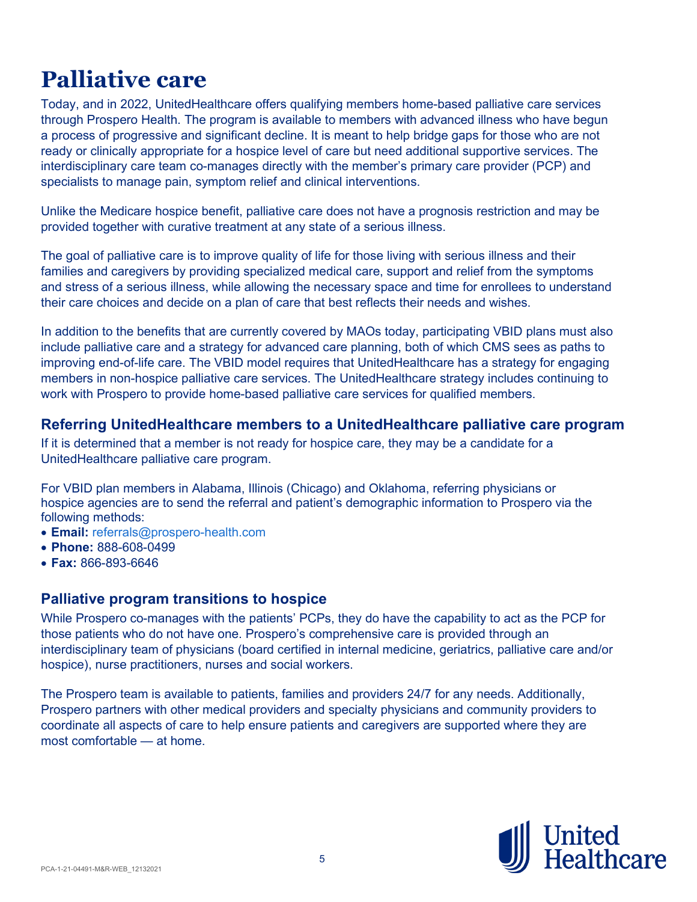# Palliative care

Today, and in 2022, UnitedHealthcare offers qualifying members home-based palliative care services through Prospero Health. The program is available to members with advanced illness who have begun a process of progressive and significant decline. It is meant to help bridge gaps for those who are not ready or clinically appropriate for a hospice level of care but need additional supportive services. The interdisciplinary care team co-manages directly with the member's primary care provider (PCP) and specialists to manage pain, symptom relief and clinical interventions.

Unlike the Medicare hospice benefit, palliative care does not have a prognosis restriction and may be provided together with curative treatment at any state of a serious illness.

The goal of palliative care is to improve quality of life for those living with serious illness and their families and caregivers by providing specialized medical care, support and relief from the symptoms and stress of a serious illness, while allowing the necessary space and time for enrollees to understand their care choices and decide on a plan of care that best reflects their needs and wishes.

In addition to the benefits that are currently covered by MAOs today, participating VBID plans must also include palliative care and a strategy for advanced care planning, both of which CMS sees as paths to improving end-of-life care. The VBID model requires that UnitedHealthcare has a strategy for engaging members in non-hospice palliative care services. The UnitedHealthcare strategy includes continuing to work with Prospero to provide home-based palliative care services for qualified members.

## Referring UnitedHealthcare members to a UnitedHealthcare palliative care program

If it is determined that a member is not ready for hospice care, they may be a candidate for a UnitedHealthcare palliative care program.

For VBID plan members in Alabama, Illinois (Chicago) and Oklahoma, referring physicians or hospice agencies are to send the referral and patient's demographic information to Prospero via the following methods:

- **Email:** referrals@prospero-health.com
- **Phone:** 888-608-0499
- **Fax:** 866-893-6646

## Palliative program transitions to hospice

While Prospero co-manages with the patients' PCPs, they do have the capability to act as the PCP for those patients who do not have one. Prospero's comprehensive care is provided through an interdisciplinary team of physicians (board certified in internal medicine, geriatrics, palliative care and/or hospice), nurse practitioners, nurses and social workers.

The Prospero team is available to patients, families and providers 24/7 for any needs. Additionally, Prospero partners with other medical providers and specialty physicians and community providers to coordinate all aspects of care to help ensure patients and caregivers are supported where they are most comfortable — at home.

PCA-1-21-04491-M&R-WEB_12132021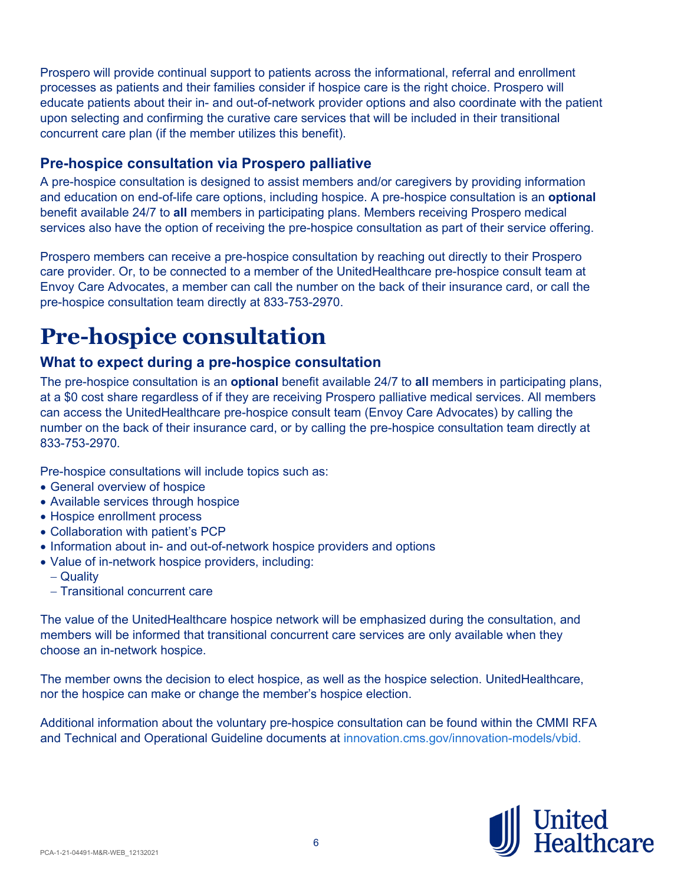Prospero will provide continual support to patients across the informational, referral and enrollment processes as patients and their families consider if hospice care is the right choice. Prospero will educate patients about their in- and out-of-network provider options and also coordinate with the patient upon selecting and confirming the curative care services that will be included in their transitional concurrent care plan (if the member utilizes this benefit).

### Pre-hospice consultation via Prospero palliative

A pre-hospice consultation is designed to assist members and/or caregivers by providing information and education on end-of-life care options, including hospice. A pre-hospice consultation is an **optional** benefit available 24/7 to **all** members in participating plans. Members receiving Prospero medical services also have the option of receiving the pre-hospice consultation as part of their service offering.

Prospero members can receive a pre-hospice consultation by reaching out directly to their Prospero care provider. Or, to be connected to a member of the UnitedHealthcare pre-hospice consult team at Envoy Care Advocates, a member can call the number on the back of their insurance card, or call the pre-hospice consultation team directly at 833-753-2970.

## Pre-hospice consultation

### What to expect during a pre-hospice consultation

The pre-hospice consultation is an **optional** benefit available 24/7 to **all** members in participating plans, at a $0 cost share regardless of if they are receiving Prospero palliative medical services. All members can access the UnitedHealthcare pre-hospice consult team (Envoy Care Advocates) by calling the number on the back of their insurance card, or by calling the pre-hospice consultation team directly at 833-753-2970.

Pre-hospice consultations will include topics such as:

- General overview of hospice
- Available services through hospice
- Hospice enrollment process
- Collaboration with patient's PCP
- Information about in- and out-of-network hospice providers and options
- Value of in-network hospice providers, including:
  - Quality
  - Transitional concurrent care

The value of the UnitedHealthcare hospice network will be emphasized during the consultation, and members will be informed that transitional concurrent care services are only available when they choose an in-network hospice.

The member owns the decision to elect hospice, as well as the hospice selection. UnitedHealthcare, nor the hospice can make or change the member's hospice election.

Additional information about the voluntary pre-hospice consultation can be found within the CMMI RFA and Technical and Operational Guideline documents at innovation.cms.gov/innovation-models/vbid.

PCA-1-21-04491-M&R-WEB_12132021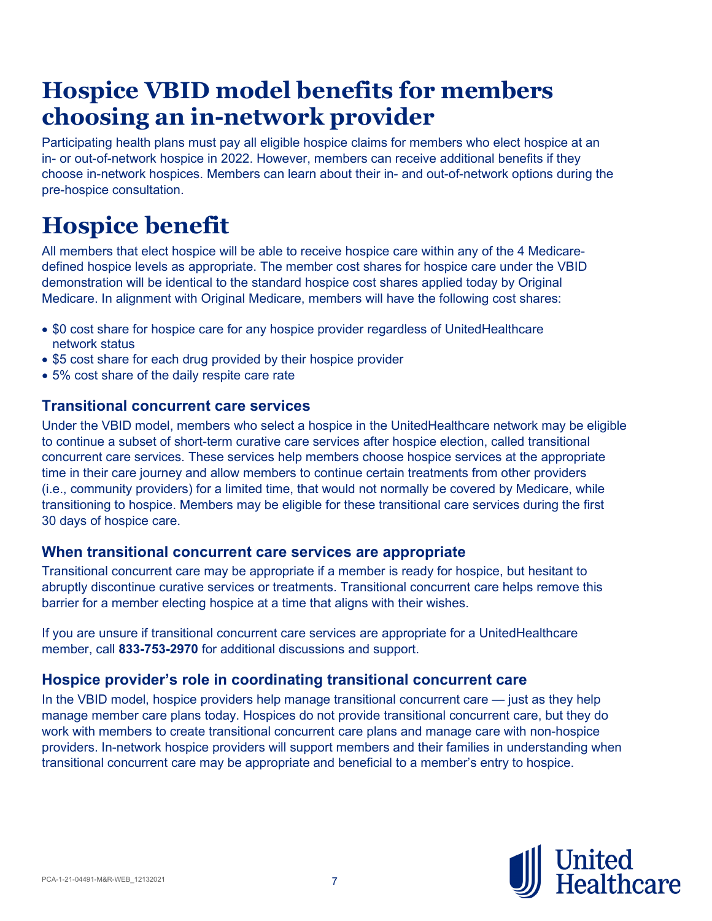# Hospice VBID model benefits for members choosing an in-network provider

Participating health plans must pay all eligible hospice claims for members who elect hospice at an in- or out-of-network hospice in 2022. However, members can receive additional benefits if they choose in-network hospices. Members can learn about their in- and out-of-network options during the pre-hospice consultation.

# Hospice benefit

All members that elect hospice will be able to receive hospice care within any of the 4 Medicare-defined hospice levels as appropriate. The member cost shares for hospice care under the VBID demonstration will be identical to the standard hospice cost shares applied today by Original Medicare. In alignment with Original Medicare, members will have the following cost shares:

- $0 cost share for hospice care for any hospice provider regardless of UnitedHealthcare network status
- $5 cost share for each drug provided by their hospice provider
- 5% cost share of the daily respite care rate

### Transitional concurrent care services

Under the VBID model, members who select a hospice in the UnitedHealthcare network may be eligible to continue a subset of short-term curative care services after hospice election, called transitional concurrent care services. These services help members choose hospice services at the appropriate time in their care journey and allow members to continue certain treatments from other providers (i.e., community providers) for a limited time, that would not normally be covered by Medicare, while transitioning to hospice. Members may be eligible for these transitional care services during the first 30 days of hospice care.

### When transitional concurrent care services are appropriate

Transitional concurrent care may be appropriate if a member is ready for hospice, but hesitant to abruptly discontinue curative services or treatments. Transitional concurrent care helps remove this barrier for a member electing hospice at a time that aligns with their wishes.

If you are unsure if transitional concurrent care services are appropriate for a UnitedHealthcare member, call **833-753-2970** for additional discussions and support.

### Hospice provider's role in coordinating transitional concurrent care

In the VBID model, hospice providers help manage transitional concurrent care — just as they help manage member care plans today. Hospices do not provide transitional concurrent care, but they do work with members to create transitional concurrent care plans and manage care with non-hospice providers. In-network hospice providers will support members and their families in understanding when transitional concurrent care may be appropriate and beneficial to a member's entry to hospice.

PCA-1-21-04491-M&R-WEB_12132021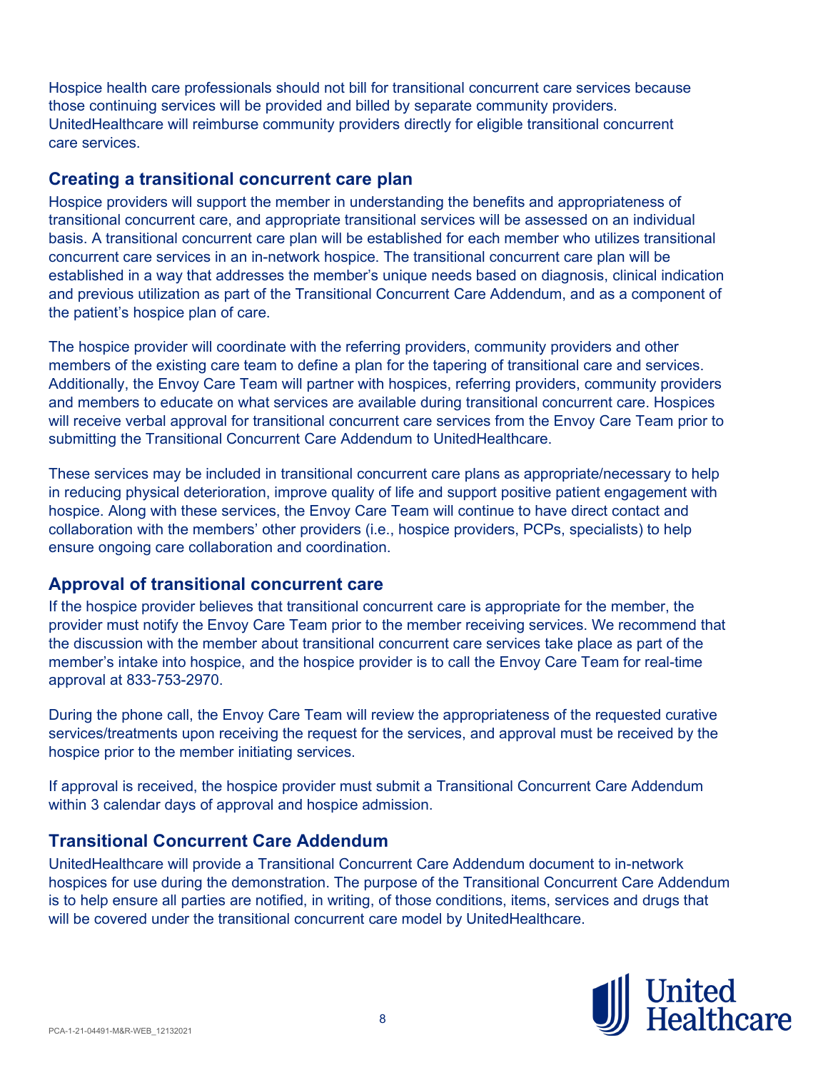Hospice health care professionals should not bill for transitional concurrent care services because those continuing services will be provided and billed by separate community providers. UnitedHealthcare will reimburse community providers directly for eligible transitional concurrent care services.

## Creating a transitional concurrent care plan

Hospice providers will support the member in understanding the benefits and appropriateness of transitional concurrent care, and appropriate transitional services will be assessed on an individual basis. A transitional concurrent care plan will be established for each member who utilizes transitional concurrent care services in an in-network hospice. The transitional concurrent care plan will be established in a way that addresses the member's unique needs based on diagnosis, clinical indication and previous utilization as part of the Transitional Concurrent Care Addendum, and as a component of the patient's hospice plan of care.

The hospice provider will coordinate with the referring providers, community providers and other members of the existing care team to define a plan for the tapering of transitional care and services. Additionally, the Envoy Care Team will partner with hospices, referring providers, community providers and members to educate on what services are available during transitional concurrent care. Hospices will receive verbal approval for transitional concurrent care services from the Envoy Care Team prior to submitting the Transitional Concurrent Care Addendum to UnitedHealthcare.

These services may be included in transitional concurrent care plans as appropriate/necessary to help in reducing physical deterioration, improve quality of life and support positive patient engagement with hospice. Along with these services, the Envoy Care Team will continue to have direct contact and collaboration with the members' other providers (i.e., hospice providers, PCPs, specialists) to help ensure ongoing care collaboration and coordination.

## Approval of transitional concurrent care

If the hospice provider believes that transitional concurrent care is appropriate for the member, the provider must notify the Envoy Care Team prior to the member receiving services. We recommend that the discussion with the member about transitional concurrent care services take place as part of the member's intake into hospice, and the hospice provider is to call the Envoy Care Team for real-time approval at 833-753-2970.

During the phone call, the Envoy Care Team will review the appropriateness of the requested curative services/treatments upon receiving the request for the services, and approval must be received by the hospice prior to the member initiating services.

If approval is received, the hospice provider must submit a Transitional Concurrent Care Addendum within 3 calendar days of approval and hospice admission.

## Transitional Concurrent Care Addendum

UnitedHealthcare will provide a Transitional Concurrent Care Addendum document to in-network hospices for use during the demonstration. The purpose of the Transitional Concurrent Care Addendum is to help ensure all parties are notified, in writing, of those conditions, items, services and drugs that will be covered under the transitional concurrent care model by UnitedHealthcare.

PCA-1-21-04491-M&R-WEB_12132021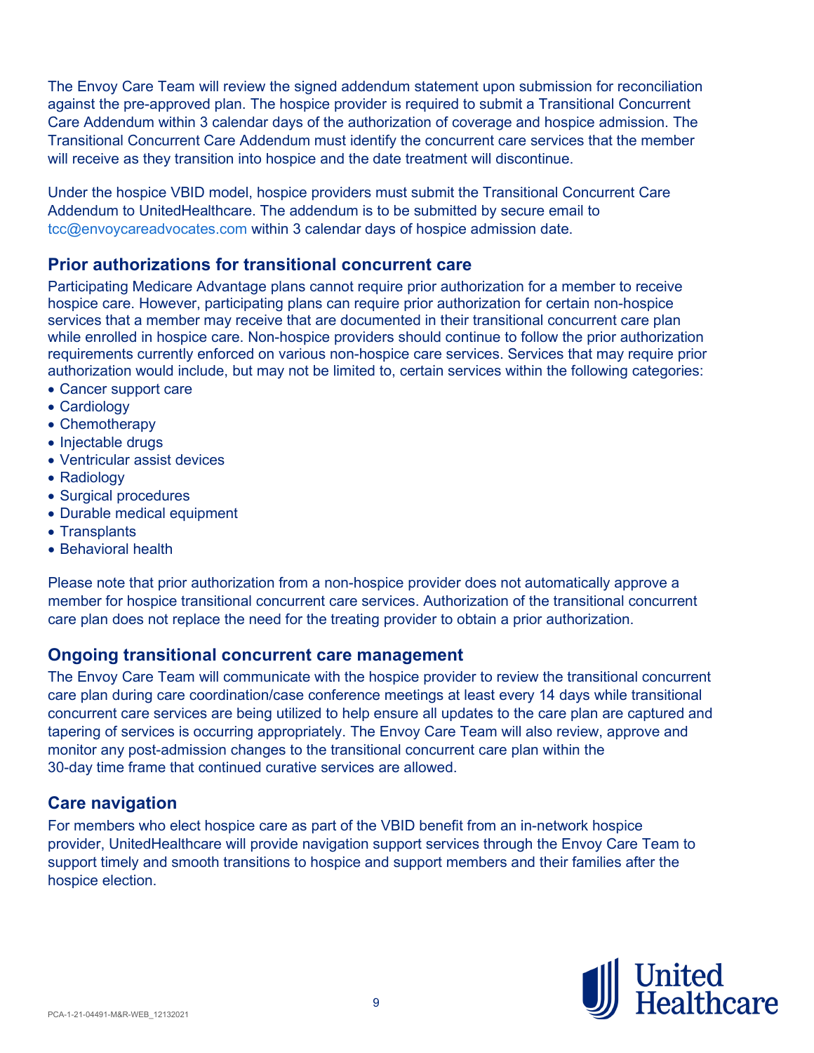The Envoy Care Team will review the signed addendum statement upon submission for reconciliation against the pre-approved plan. The hospice provider is required to submit a Transitional Concurrent Care Addendum within 3 calendar days of the authorization of coverage and hospice admission. The Transitional Concurrent Care Addendum must identify the concurrent care services that the member will receive as they transition into hospice and the date treatment will discontinue.

Under the hospice VBID model, hospice providers must submit the Transitional Concurrent Care Addendum to UnitedHealthcare. The addendum is to be submitted by secure email to tcc@envoycareadvocates.com within 3 calendar days of hospice admission date.

## Prior authorizations for transitional concurrent care

Participating Medicare Advantage plans cannot require prior authorization for a member to receive hospice care. However, participating plans can require prior authorization for certain non-hospice services that a member may receive that are documented in their transitional concurrent care plan while enrolled in hospice care. Non-hospice providers should continue to follow the prior authorization requirements currently enforced on various non-hospice care services. Services that may require prior authorization would include, but may not be limited to, certain services within the following categories:

- Cancer support care
- Cardiology
- Chemotherapy
- Injectable drugs
- Ventricular assist devices
- Radiology
- Surgical procedures
- Durable medical equipment
- Transplants
- Behavioral health

Please note that prior authorization from a non-hospice provider does not automatically approve a member for hospice transitional concurrent care services. Authorization of the transitional concurrent care plan does not replace the need for the treating provider to obtain a prior authorization.

## Ongoing transitional concurrent care management

The Envoy Care Team will communicate with the hospice provider to review the transitional concurrent care plan during care coordination/case conference meetings at least every 14 days while transitional concurrent care services are being utilized to help ensure all updates to the care plan are captured and tapering of services is occurring appropriately. The Envoy Care Team will also review, approve and monitor any post-admission changes to the transitional concurrent care plan within the 30-day time frame that continued curative services are allowed.

## Care navigation

For members who elect hospice care as part of the VBID benefit from an in-network hospice provider, UnitedHealthcare will provide navigation support services through the Envoy Care Team to support timely and smooth transitions to hospice and support members and their families after the hospice election.

PCA-1-21-04491-M&R-WEB_12132021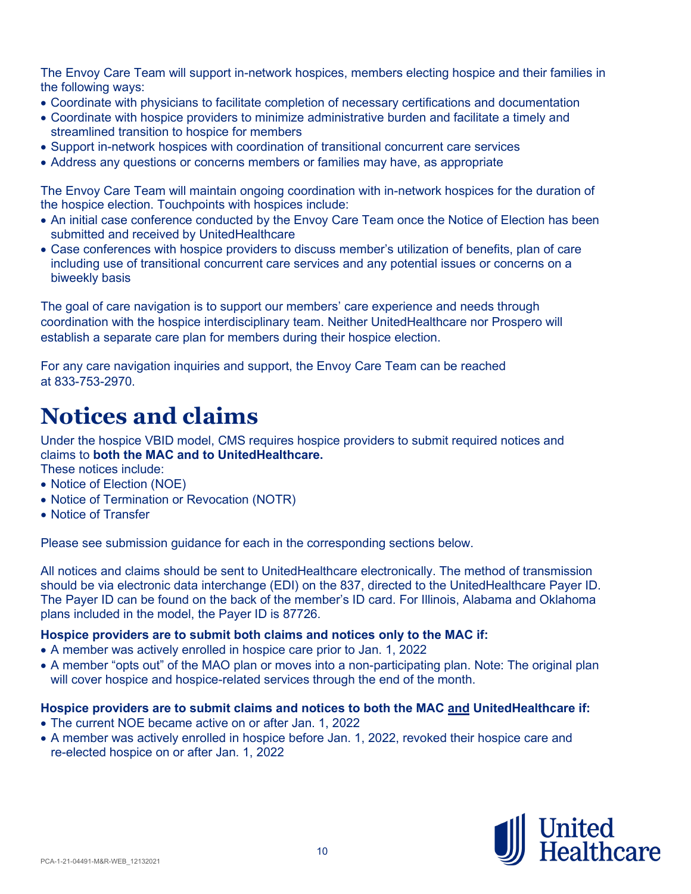The Envoy Care Team will support in-network hospices, members electing hospice and their families in the following ways:

- Coordinate with physicians to facilitate completion of necessary certifications and documentation
- Coordinate with hospice providers to minimize administrative burden and facilitate a timely and streamlined transition to hospice for members
- Support in-network hospices with coordination of transitional concurrent care services
- Address any questions or concerns members or families may have, as appropriate

The Envoy Care Team will maintain ongoing coordination with in-network hospices for the duration of the hospice election. Touchpoints with hospices include:

- An initial case conference conducted by the Envoy Care Team once the Notice of Election has been submitted and received by UnitedHealthcare
- Case conferences with hospice providers to discuss member's utilization of benefits, plan of care including use of transitional concurrent care services and any potential issues or concerns on a biweekly basis

The goal of care navigation is to support our members' care experience and needs through coordination with the hospice interdisciplinary team. Neither UnitedHealthcare nor Prospero will establish a separate care plan for members during their hospice election.

For any care navigation inquiries and support, the Envoy Care Team can be reached at 833-753-2970.

# Notices and claims

Under the hospice VBID model, CMS requires hospice providers to submit required notices and claims to **both the MAC and to UnitedHealthcare.**

These notices include:

- Notice of Election (NOE)
- Notice of Termination or Revocation (NOTR)
- Notice of Transfer

Please see submission guidance for each in the corresponding sections below.

All notices and claims should be sent to UnitedHealthcare electronically. The method of transmission should be via electronic data interchange (EDI) on the 837, directed to the UnitedHealthcare Payer ID. The Payer ID can be found on the back of the member's ID card. For Illinois, Alabama and Oklahoma plans included in the model, the Payer ID is 87726.

**Hospice providers are to submit both claims and notices only to the MAC if:**

- A member was actively enrolled in hospice care prior to Jan. 1, 2022
- A member "opts out" of the MAO plan or moves into a non-participating plan. Note: The original plan will cover hospice and hospice-related services through the end of the month.

**Hospice providers are to submit claims and notices to both the MAC and UnitedHealthcare if:**

- The current NOE became active on or after Jan. 1, 2022
- A member was actively enrolled in hospice before Jan. 1, 2022, revoked their hospice care and re-elected hospice on or after Jan. 1, 2022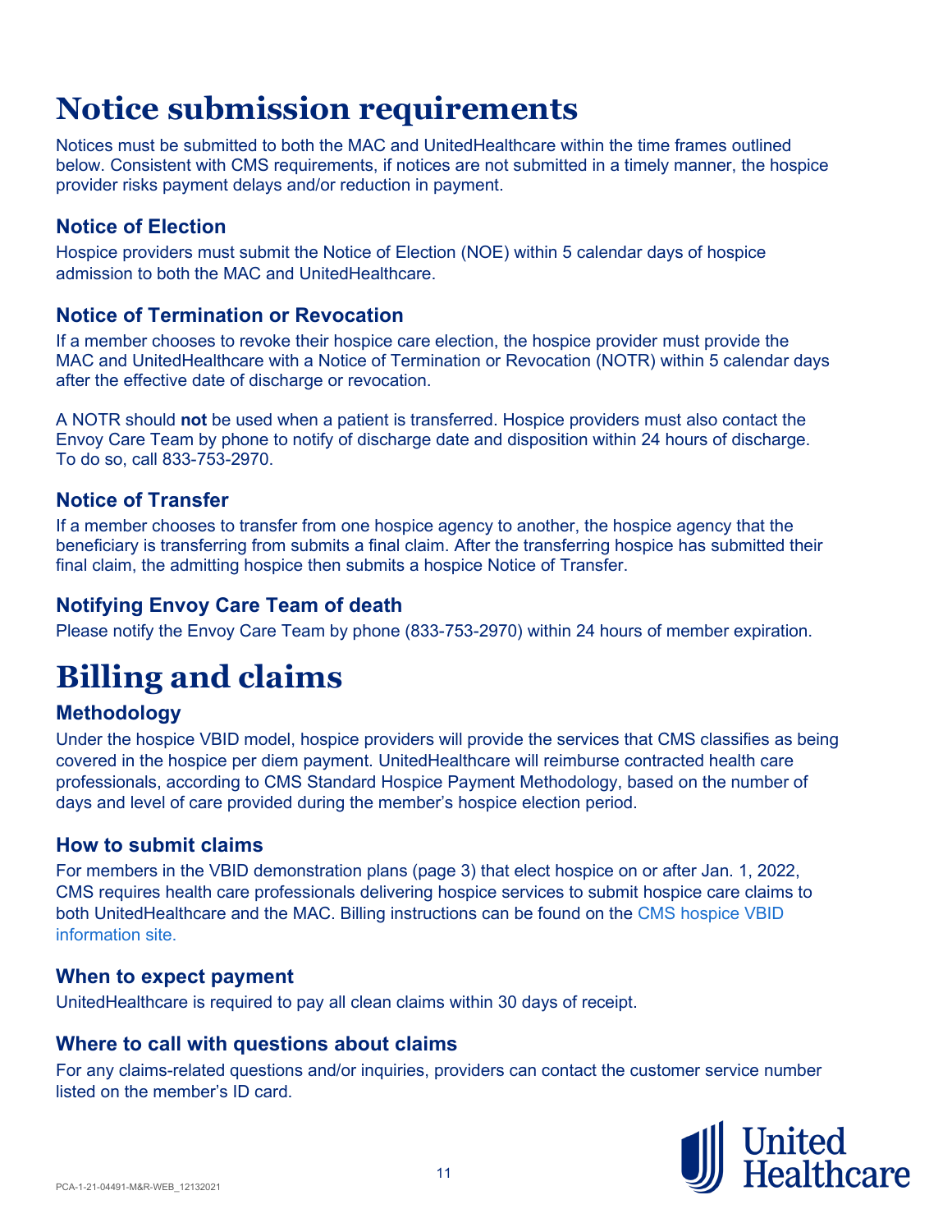# Notice submission requirements

Notices must be submitted to both the MAC and UnitedHealthcare within the time frames outlined below. Consistent with CMS requirements, if notices are not submitted in a timely manner, the hospice provider risks payment delays and/or reduction in payment.

## Notice of Election

Hospice providers must submit the Notice of Election (NOE) within 5 calendar days of hospice admission to both the MAC and UnitedHealthcare.

## Notice of Termination or Revocation

If a member chooses to revoke their hospice care election, the hospice provider must provide the MAC and UnitedHealthcare with a Notice of Termination or Revocation (NOTR) within 5 calendar days after the effective date of discharge or revocation.

A NOTR should **not** be used when a patient is transferred. Hospice providers must also contact the Envoy Care Team by phone to notify of discharge date and disposition within 24 hours of discharge. To do so, call 833-753-2970.

## Notice of Transfer

If a member chooses to transfer from one hospice agency to another, the hospice agency that the beneficiary is transferring from submits a final claim. After the transferring hospice has submitted their final claim, the admitting hospice then submits a hospice Notice of Transfer.

## Notifying Envoy Care Team of death

Please notify the Envoy Care Team by phone (833-753-2970) within 24 hours of member expiration.

# Billing and claims

## Methodology

Under the hospice VBID model, hospice providers will provide the services that CMS classifies as being covered in the hospice per diem payment. UnitedHealthcare will reimburse contracted health care professionals, according to CMS Standard Hospice Payment Methodology, based on the number of days and level of care provided during the member's hospice election period.

## How to submit claims

For members in the VBID demonstration plans (page 3) that elect hospice on or after Jan. 1, 2022, CMS requires health care professionals delivering hospice services to submit hospice care claims to both UnitedHealthcare and the MAC. Billing instructions can be found on the CMS hospice VBID information site.

## When to expect payment

UnitedHealthcare is required to pay all clean claims within 30 days of receipt.

## Where to call with questions about claims

For any claims-related questions and/or inquiries, providers can contact the customer service number listed on the member's ID card.

PCA-1-21-04491-M&R-WEB_12132021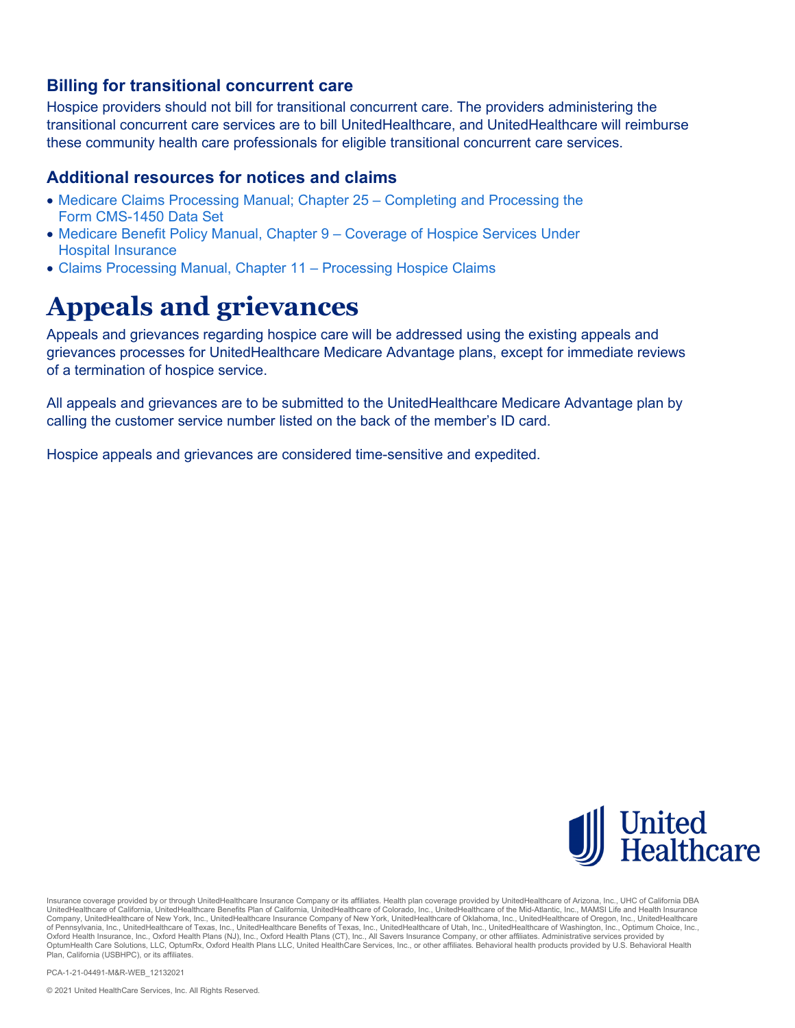### Billing for transitional concurrent care

Hospice providers should not bill for transitional concurrent care. The providers administering the transitional concurrent care services are to bill UnitedHealthcare, and UnitedHealthcare will reimburse these community health care professionals for eligible transitional concurrent care services.

### Additional resources for notices and claims

- Medicare Claims Processing Manual; Chapter 25 – Completing and Processing the Form CMS-1450 Data Set
- Medicare Benefit Policy Manual, Chapter 9 – Coverage of Hospice Services Under Hospital Insurance
- Claims Processing Manual, Chapter 11 – Processing Hospice Claims

## Appeals and grievances

Appeals and grievances regarding hospice care will be addressed using the existing appeals and grievances processes for UnitedHealthcare Medicare Advantage plans, except for immediate reviews of a termination of hospice service.

All appeals and grievances are to be submitted to the UnitedHealthcare Medicare Advantage plan by calling the customer service number listed on the back of the member's ID card.

Hospice appeals and grievances are considered time-sensitive and expedited.

United Healthcare

Insurance coverage provided by or through UnitedHealthcare Insurance Company or its affiliates. Health plan coverage provided by UnitedHealthcare of Arizona, Inc., UHC of California DBA UnitedHealthcare of California, UnitedHealthcare Benefits Plan of California, UnitedHealthcare of Colorado, Inc., UnitedHealthcare of the Mid-Atlantic, Inc., MAMSI Life and Health Insurance Company, UnitedHealthcare of New York, Inc., UnitedHealthcare Insurance Company of New York, UnitedHealthcare of Oklahoma, Inc., UnitedHealthcare of Oregon, Inc., UnitedHealthcare of Pennsylvania, Inc., UnitedHealthcare of Texas, Inc., UnitedHealthcare Benefits of Texas, Inc., UnitedHealthcare of Utah, Inc., UnitedHealthcare of Washington, Inc., Optimum Choice, Inc., Oxford Health Insurance, Inc., Oxford Health Plans (NJ), Inc., Oxford Health Plans (CT), Inc., All Savers Insurance Company, or other affiliates. Administrative services provided by OptumHealth Care Solutions, LLC, OptumRx, Oxford Health Plans LLC, United HealthCare Services, Inc., or other affiliates. Behavioral health products provided by U.S. Behavioral Health Plan, California (USBHPC), or its affiliates.

PCA-1-21-04491-M&R-WEB_12132021

© 2021 United HealthCare Services, Inc. All Rights Reserved.